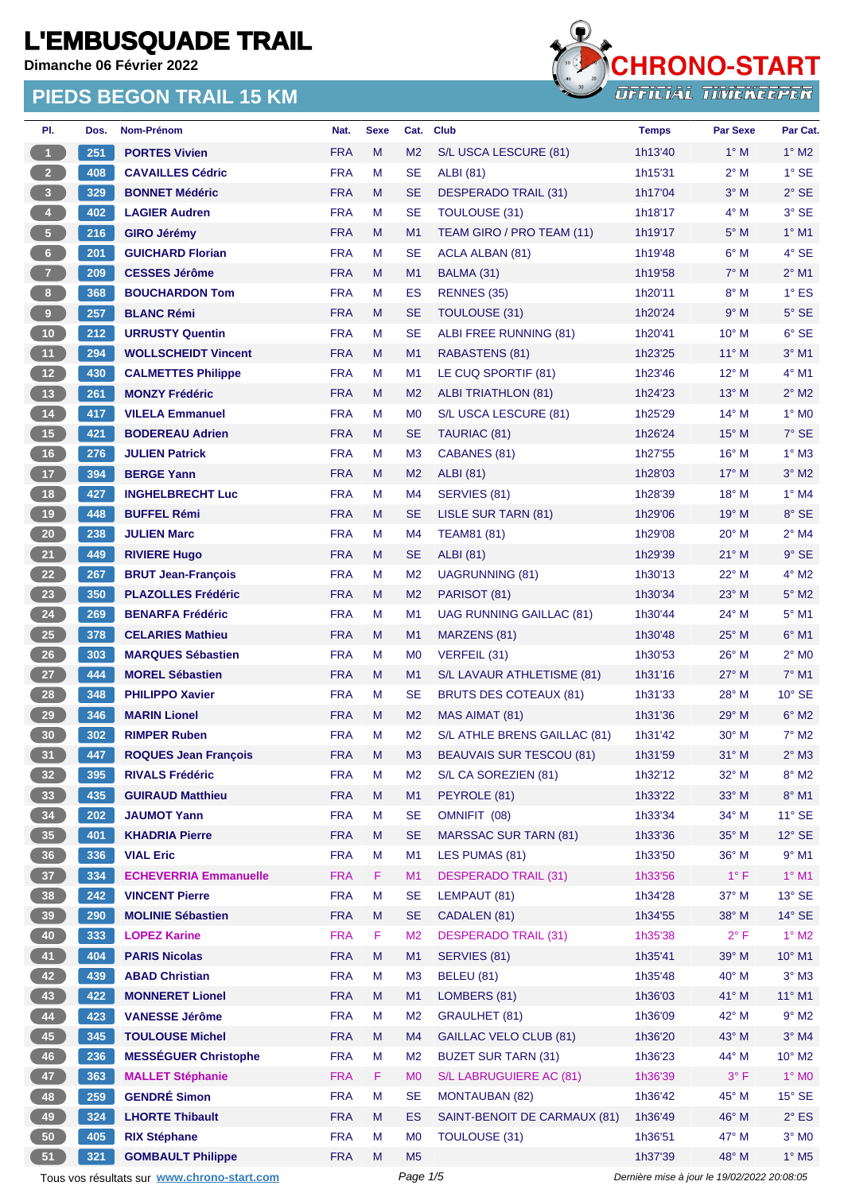# L'EMBUSQUADE TRAIL

**Dimanche 06 Février 2022**

## PIEDS BEGON TRAIL 15 KM

CHRONO-START
OFFICIAL TIMEKEEPER

| Pl. | Dos. | Nom-Prénom | Nat. | Sexe | Cat. | Club | Temps | Par Sexe | Par Cat. |
|---|---|---|---|---|---|---|---|---|---|
| 1 | 251 | PORTES Vivien | FRA | M | M2 | S/L USCA LESCURE (81) | 1h13'40 | 1° M | 1° M2 |
| 2 | 408 | CAVAILLES Cédric | FRA | M | SE | ALBI (81) | 1h15'31 | 2° M | 1° SE |
| 3 | 329 | BONNET Médéric | FRA | M | SE | DESPERADO TRAIL (31) | 1h17'04 | 3° M | 2° SE |
| 4 | 402 | LAGIER Audren | FRA | M | SE | TOULOUSE (31) | 1h18'17 | 4° M | 3° SE |
| 5 | 216 | GIRO Jérémy | FRA | M | M1 | TEAM GIRO / PRO TEAM (11) | 1h19'17 | 5° M | 1° M1 |
| 6 | 201 | GUICHARD Florian | FRA | M | SE | ACLA ALBAN (81) | 1h19'48 | 6° M | 4° SE |
| 7 | 209 | CESSES Jérôme | FRA | M | M1 | BALMA (31) | 1h19'58 | 7° M | 2° M1 |
| 8 | 368 | BOUCHARDON Tom | FRA | M | ES | RENNES (35) | 1h20'11 | 8° M | 1° ES |
| 9 | 257 | BLANC Rémi | FRA | M | SE | TOULOUSE (31) | 1h20'24 | 9° M | 5° SE |
| 10 | 212 | URRUSTY Quentin | FRA | M | SE | ALBI FREE RUNNING (81) | 1h20'41 | 10° M | 6° SE |
| 11 | 294 | WOLLSCHEIDT Vincent | FRA | M | M1 | RABASTENS (81) | 1h23'25 | 11° M | 3° M1 |
| 12 | 430 | CALMETTES Philippe | FRA | M | M1 | LE CUQ SPORTIF (81) | 1h23'46 | 12° M | 4° M1 |
| 13 | 261 | MONZY Frédéric | FRA | M | M2 | ALBI TRIATHLON (81) | 1h24'23 | 13° M | 2° M2 |
| 14 | 417 | VILELA Emmanuel | FRA | M | M0 | S/L USCA LESCURE (81) | 1h25'29 | 14° M | 1° M0 |
| 15 | 421 | BODEREAU Adrien | FRA | M | SE | TAURIAC (81) | 1h26'24 | 15° M | 7° SE |
| 16 | 276 | JULIEN Patrick | FRA | M | M3 | CABANES (81) | 1h27'55 | 16° M | 1° M3 |
| 17 | 394 | BERGE Yann | FRA | M | M2 | ALBI (81) | 1h28'03 | 17° M | 3° M2 |
| 18 | 427 | INGHELBRECHT Luc | FRA | M | M4 | SERVIES (81) | 1h28'39 | 18° M | 1° M4 |
| 19 | 448 | BUFFEL Rémi | FRA | M | SE | LISLE SUR TARN (81) | 1h29'06 | 19° M | 8° SE |
| 20 | 238 | JULIEN Marc | FRA | M | M4 | TEAM81 (81) | 1h29'08 | 20° M | 2° M4 |
| 21 | 449 | RIVIERE Hugo | FRA | M | SE | ALBI (81) | 1h29'39 | 21° M | 9° SE |
| 22 | 267 | BRUT Jean-François | FRA | M | M2 | UAGRUNNING (81) | 1h30'13 | 22° M | 4° M2 |
| 23 | 350 | PLAZOLLES Frédéric | FRA | M | M2 | PARISOT (81) | 1h30'34 | 23° M | 5° M2 |
| 24 | 269 | BENARFA Frédéric | FRA | M | M1 | UAG RUNNING GAILLAC (81) | 1h30'44 | 24° M | 5° M1 |
| 25 | 378 | CELARIES Mathieu | FRA | M | M1 | MARZENS (81) | 1h30'48 | 25° M | 6° M1 |
| 26 | 303 | MARQUES Sébastien | FRA | M | M0 | VERFEIL (31) | 1h30'53 | 26° M | 2° M0 |
| 27 | 444 | MOREL Sébastien | FRA | M | M1 | S/L LAVAUR ATHLETISME (81) | 1h31'16 | 27° M | 7° M1 |
| 28 | 348 | PHILIPPO Xavier | FRA | M | SE | BRUTS DES COTEAUX (81) | 1h31'33 | 28° M | 10° SE |
| 29 | 346 | MARIN Lionel | FRA | M | M2 | MAS AIMAT (81) | 1h31'36 | 29° M | 6° M2 |
| 30 | 302 | RIMPER Ruben | FRA | M | M2 | S/L ATHLE BRENS GAILLAC (81) | 1h31'42 | 30° M | 7° M2 |
| 31 | 447 | ROQUES Jean François | FRA | M | M3 | BEAUVAIS SUR TESCOU (81) | 1h31'59 | 31° M | 2° M3 |
| 32 | 395 | RIVALS Frédéric | FRA | M | M2 | S/L CA SOREZIEN (81) | 1h32'12 | 32° M | 8° M2 |
| 33 | 435 | GUIRAUD Matthieu | FRA | M | M1 | PEYROLE (81) | 1h33'22 | 33° M | 8° M1 |
| 34 | 202 | JAUMOT Yann | FRA | M | SE | OMNIFIT (08) | 1h33'34 | 34° M | 11° SE |
| 35 | 401 | KHADRIA Pierre | FRA | M | SE | MARSSAC SUR TARN (81) | 1h33'36 | 35° M | 12° SE |
| 36 | 336 | VIAL Eric | FRA | M | M1 | LES PUMAS (81) | 1h33'50 | 36° M | 9° M1 |
| 37 | 334 | ECHEVERRIA Emmanuelle | FRA | F | M1 | DESPERADO TRAIL (31) | 1h33'56 | 1° F | 1° M1 |
| 38 | 242 | VINCENT Pierre | FRA | M | SE | LEMPAUT (81) | 1h34'28 | 37° M | 13° SE |
| 39 | 290 | MOLINIE Sébastien | FRA | M | SE | CADALEN (81) | 1h34'55 | 38° M | 14° SE |
| 40 | 333 | LOPEZ Karine | FRA | F | M2 | DESPERADO TRAIL (31) | 1h35'38 | 2° F | 1° M2 |
| 41 | 404 | PARIS Nicolas | FRA | M | M1 | SERVIES (81) | 1h35'41 | 39° M | 10° M1 |
| 42 | 439 | ABAD Christian | FRA | M | M3 | BELEU (81) | 1h35'48 | 40° M | 3° M3 |
| 43 | 422 | MONNERET Lionel | FRA | M | M1 | LOMBERS (81) | 1h36'03 | 41° M | 11° M1 |
| 44 | 423 | VANESSE Jérôme | FRA | M | M2 | GRAULHET (81) | 1h36'09 | 42° M | 9° M2 |
| 45 | 345 | TOULOUSE Michel | FRA | M | M4 | GAILLAC VELO CLUB (81) | 1h36'20 | 43° M | 3° M4 |
| 46 | 236 | MESSÉGUER Christophe | FRA | M | M2 | BUZET SUR TARN (31) | 1h36'23 | 44° M | 10° M2 |
| 47 | 363 | MALLET Stéphanie | FRA | F | M0 | S/L LABRUGUIERE AC (81) | 1h36'39 | 3° F | 1° M0 |
| 48 | 259 | GENDRÉ Simon | FRA | M | SE | MONTAUBAN (82) | 1h36'42 | 45° M | 15° SE |
| 49 | 324 | LHORTE Thibault | FRA | M | ES | SAINT-BENOIT DE CARMAUX (81) | 1h36'49 | 46° M | 2° ES |
| 50 | 405 | RIX Stéphane | FRA | M | M0 | TOULOUSE (31) | 1h36'51 | 47° M | 3° M0 |
| 51 | 321 | GOMBAULT Philippe | FRA | M | M5 | | 1h37'39 | 48° M | 1° M5 |

Tous vos résultats sur www.chrono-start.com

*Dernière mise à jour le 19/02/2022 20:08:05*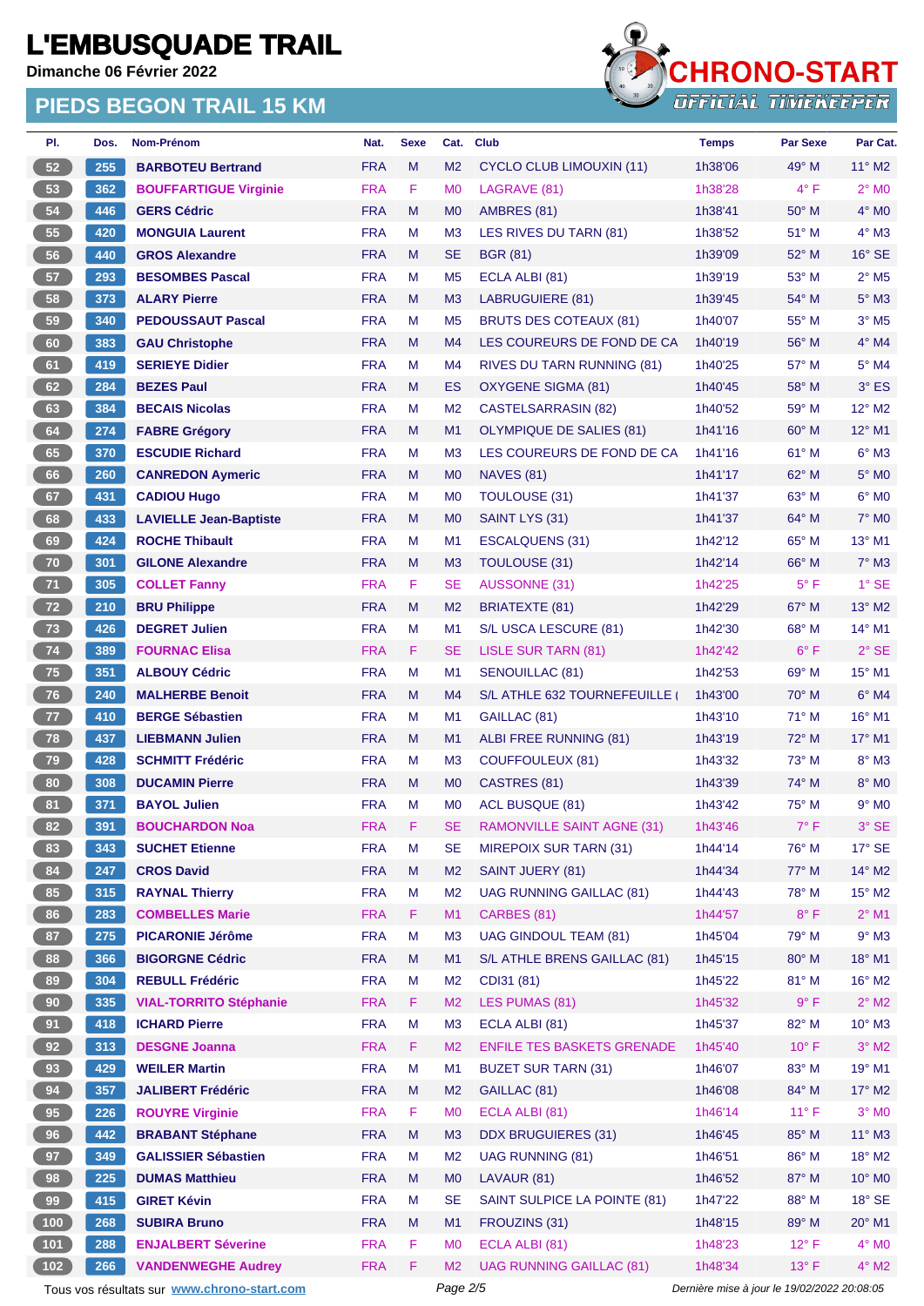# L'EMBUSQUADE TRAIL

**Dimanche 06 Février 2022**

## PIEDS BEGON TRAIL 15 KM

| Pl. | Dos. | Nom-Prénom | Nat. | Sexe | Cat. | Club | Temps | Par Sexe | Par Cat. |
|---|---|---|---|---|---|---|---|---|---|
| 52 | 255 | BARBOTEU Bertrand | FRA | M | M2 | CYCLO CLUB LIMOUXIN (11) | 1h38'06 | 49° M | 11° M2 |
| 53 | 362 | BOUFFARTIGUE Virginie | FRA | F | M0 | LAGRAVE (81) | 1h38'28 | 4° F | 2° M0 |
| 54 | 446 | GERS Cédric | FRA | M | M0 | AMBRES (81) | 1h38'41 | 50° M | 4° M0 |
| 55 | 420 | MONGUIA Laurent | FRA | M | M3 | LES RIVES DU TARN (81) | 1h38'52 | 51° M | 4° M3 |
| 56 | 440 | GROS Alexandre | FRA | M | SE | BGR (81) | 1h39'09 | 52° M | 16° SE |
| 57 | 293 | BESOMBES Pascal | FRA | M | M5 | ECLA ALBI (81) | 1h39'19 | 53° M | 2° M5 |
| 58 | 373 | ALARY Pierre | FRA | M | M3 | LABRUGUIERE (81) | 1h39'45 | 54° M | 5° M3 |
| 59 | 340 | PEDOUSSAUT Pascal | FRA | M | M5 | BRUTS DES COTEAUX (81) | 1h40'07 | 55° M | 3° M5 |
| 60 | 383 | GAU Christophe | FRA | M | M4 | LES COUREURS DE FOND DE CA | 1h40'19 | 56° M | 4° M4 |
| 61 | 419 | SERIEYE Didier | FRA | M | M4 | RIVES DU TARN RUNNING (81) | 1h40'25 | 57° M | 5° M4 |
| 62 | 284 | BEZES Paul | FRA | M | ES | OXYGENE SIGMA (81) | 1h40'45 | 58° M | 3° ES |
| 63 | 384 | BECAIS Nicolas | FRA | M | M2 | CASTELSARRASIN (82) | 1h40'52 | 59° M | 12° M2 |
| 64 | 274 | FABRE Grégory | FRA | M | M1 | OLYMPIQUE DE SALIES (81) | 1h41'16 | 60° M | 12° M1 |
| 65 | 370 | ESCUDIE Richard | FRA | M | M3 | LES COUREURS DE FOND DE CA | 1h41'16 | 61° M | 6° M3 |
| 66 | 260 | CANREDON Aymeric | FRA | M | M0 | NAVES (81) | 1h41'17 | 62° M | 5° M0 |
| 67 | 431 | CADIOU Hugo | FRA | M | M0 | TOULOUSE (31) | 1h41'37 | 63° M | 6° M0 |
| 68 | 433 | LAVIELLE Jean-Baptiste | FRA | M | M0 | SAINT LYS (31) | 1h41'37 | 64° M | 7° M0 |
| 69 | 424 | ROCHE Thibault | FRA | M | M1 | ESCALQUENS (31) | 1h42'12 | 65° M | 13° M1 |
| 70 | 301 | GILONE Alexandre | FRA | M | M3 | TOULOUSE (31) | 1h42'14 | 66° M | 7° M3 |
| 71 | 305 | COLLET Fanny | FRA | F | SE | AUSSONNE (31) | 1h42'25 | 5° F | 1° SE |
| 72 | 210 | BRU Philippe | FRA | M | M2 | BRIATEXTE (81) | 1h42'29 | 67° M | 13° M2 |
| 73 | 426 | DEGRET Julien | FRA | M | M1 | S/L USCA LESCURE (81) | 1h42'30 | 68° M | 14° M1 |
| 74 | 389 | FOURNAC Elisa | FRA | F | SE | LISLE SUR TARN (81) | 1h42'42 | 6° F | 2° SE |
| 75 | 351 | ALBOUY Cédric | FRA | M | M1 | SENOUILLAC (81) | 1h42'53 | 69° M | 15° M1 |
| 76 | 240 | MALHERBE Benoit | FRA | M | M4 | S/L ATHLE 632 TOURNEFEUILLE ( | 1h43'00 | 70° M | 6° M4 |
| 77 | 410 | BERGE Sébastien | FRA | M | M1 | GAILLAC (81) | 1h43'10 | 71° M | 16° M1 |
| 78 | 437 | LIEBMANN Julien | FRA | M | M1 | ALBI FREE RUNNING (81) | 1h43'19 | 72° M | 17° M1 |
| 79 | 428 | SCHMITT Frédéric | FRA | M | M3 | COUFFOULEUX (81) | 1h43'32 | 73° M | 8° M3 |
| 80 | 308 | DUCAMIN Pierre | FRA | M | M0 | CASTRES (81) | 1h43'39 | 74° M | 8° M0 |
| 81 | 371 | BAYOL Julien | FRA | M | M0 | ACL BUSQUE (81) | 1h43'42 | 75° M | 9° M0 |
| 82 | 391 | BOUCHARDON Noa | FRA | F | SE | RAMONVILLE SAINT AGNE (31) | 1h43'46 | 7° F | 3° SE |
| 83 | 343 | SUCHET Etienne | FRA | M | SE | MIREPOIX SUR TARN (31) | 1h44'14 | 76° M | 17° SE |
| 84 | 247 | CROS David | FRA | M | M2 | SAINT JUERY (81) | 1h44'34 | 77° M | 14° M2 |
| 85 | 315 | RAYNAL Thierry | FRA | M | M2 | UAG RUNNING GAILLAC (81) | 1h44'43 | 78° M | 15° M2 |
| 86 | 283 | COMBELLES Marie | FRA | F | M1 | CARBES (81) | 1h44'57 | 8° F | 2° M1 |
| 87 | 275 | PICARONIE Jérôme | FRA | M | M3 | UAG GINDOUL TEAM (81) | 1h45'04 | 79° M | 9° M3 |
| 88 | 366 | BIGORGNE Cédric | FRA | M | M1 | S/L ATHLE BRENS GAILLAC (81) | 1h45'15 | 80° M | 18° M1 |
| 89 | 304 | REBULL Frédéric | FRA | M | M2 | CDI31 (81) | 1h45'22 | 81° M | 16° M2 |
| 90 | 335 | VIAL-TORRITO Stéphanie | FRA | F | M2 | LES PUMAS (81) | 1h45'32 | 9° F | 2° M2 |
| 91 | 418 | ICHARD Pierre | FRA | M | M3 | ECLA ALBI (81) | 1h45'37 | 82° M | 10° M3 |
| 92 | 313 | DESGNE Joanna | FRA | F | M2 | ENFILE TES BASKETS GRENADE | 1h45'40 | 10° F | 3° M2 |
| 93 | 429 | WEILER Martin | FRA | M | M1 | BUZET SUR TARN (31) | 1h46'07 | 83° M | 19° M1 |
| 94 | 357 | JALIBERT Frédéric | FRA | M | M2 | GAILLAC (81) | 1h46'08 | 84° M | 17° M2 |
| 95 | 226 | ROUYRE Virginie | FRA | F | M0 | ECLA ALBI (81) | 1h46'14 | 11° F | 3° M0 |
| 96 | 442 | BRABANT Stéphane | FRA | M | M3 | DDX BRUGUIERES (31) | 1h46'45 | 85° M | 11° M3 |
| 97 | 349 | GALISSIER Sébastien | FRA | M | M2 | UAG RUNNING (81) | 1h46'51 | 86° M | 18° M2 |
| 98 | 225 | DUMAS Matthieu | FRA | M | M0 | LAVAUR (81) | 1h46'52 | 87° M | 10° M0 |
| 99 | 415 | GIRET Kévin | FRA | M | SE | SAINT SULPICE LA POINTE (81) | 1h47'22 | 88° M | 18° SE |
| 100 | 268 | SUBIRA Bruno | FRA | M | M1 | FROUZINS (31) | 1h48'15 | 89° M | 20° M1 |
| 101 | 288 | ENJALBERT Séverine | FRA | F | M0 | ECLA ALBI (81) | 1h48'23 | 12° F | 4° M0 |
| 102 | 266 | VANDENWEGHE Audrey | FRA | F | M2 | UAG RUNNING GAILLAC (81) | 1h48'34 | 13° F | 4° M2 |

Tous vos résultats sur www.chrono-start.com — Dernière mise à jour le 19/02/2022 20:08:05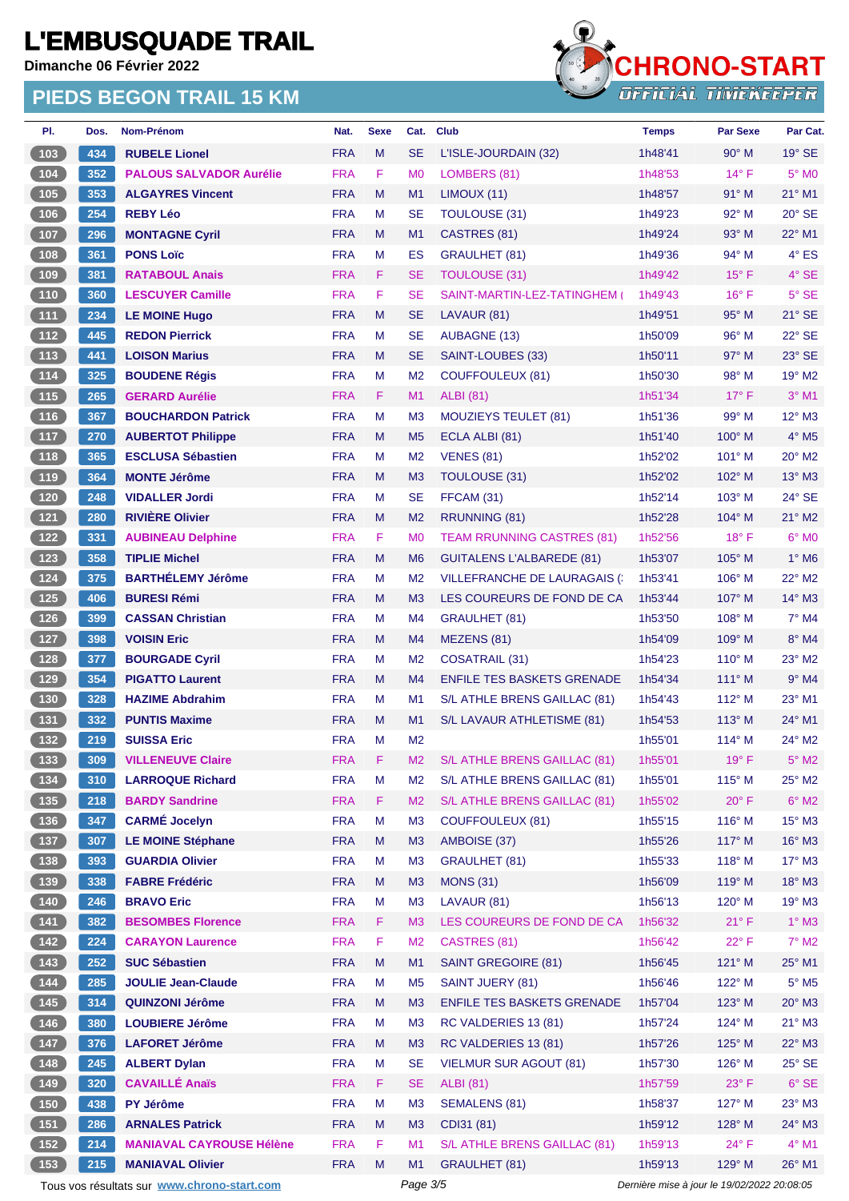# L'EMBUSQUADE TRAIL

**Dimanche 06 Février 2022**

## PIEDS BEGON TRAIL 15 KM

| Pl. | Dos. | Nom-Prénom | Nat. | Sexe | Cat. | Club | Temps | Par Sexe | Par Cat. |
|---|---|---|---|---|---|---|---|---|---|
| 103 | 434 | RUBELE Lionel | FRA | M | SE | L'ISLE-JOURDAIN (32) | 1h48'41 | 90° M | 19° SE |
| 104 | 352 | PALOUS SALVADOR Aurélie | FRA | F | M0 | LOMBERS (81) | 1h48'53 | 14° F | 5° M0 |
| 105 | 353 | ALGAYRES Vincent | FRA | M | M1 | LIMOUX (11) | 1h48'57 | 91° M | 21° M1 |
| 106 | 254 | REBY Léo | FRA | M | SE | TOULOUSE (31) | 1h49'23 | 92° M | 20° SE |
| 107 | 296 | MONTAGNE Cyril | FRA | M | M1 | CASTRES (81) | 1h49'24 | 93° M | 22° M1 |
| 108 | 361 | PONS Loïc | FRA | M | ES | GRAULHET (81) | 1h49'36 | 94° M | 4° ES |
| 109 | 381 | RATABOUL Anais | FRA | F | SE | TOULOUSE (31) | 1h49'42 | 15° F | 4° SE |
| 110 | 360 | LESCUYER Camille | FRA | F | SE | SAINT-MARTIN-LEZ-TATINGHEM ( | 1h49'43 | 16° F | 5° SE |
| 111 | 234 | LE MOINE Hugo | FRA | M | SE | LAVAUR (81) | 1h49'51 | 95° M | 21° SE |
| 112 | 445 | REDON Pierrick | FRA | M | SE | AUBAGNE (13) | 1h50'09 | 96° M | 22° SE |
| 113 | 441 | LOISON Marius | FRA | M | SE | SAINT-LOUBES (33) | 1h50'11 | 97° M | 23° SE |
| 114 | 325 | BOUDENE Régis | FRA | M | M2 | COUFFOULEUX (81) | 1h50'30 | 98° M | 19° M2 |
| 115 | 265 | GERARD Aurélie | FRA | F | M1 | ALBI (81) | 1h51'34 | 17° F | 3° M1 |
| 116 | 367 | BOUCHARDON Patrick | FRA | M | M3 | MOUZIEYS TEULET (81) | 1h51'36 | 99° M | 12° M3 |
| 117 | 270 | AUBERTOT Philippe | FRA | M | M5 | ECLA ALBI (81) | 1h51'40 | 100° M | 4° M5 |
| 118 | 365 | ESCLUSA Sébastien | FRA | M | M2 | VENES (81) | 1h52'02 | 101° M | 20° M2 |
| 119 | 364 | MONTE Jérôme | FRA | M | M3 | TOULOUSE (31) | 1h52'02 | 102° M | 13° M3 |
| 120 | 248 | VIDALLER Jordi | FRA | M | SE | FFCAM (31) | 1h52'14 | 103° M | 24° SE |
| 121 | 280 | RIVIÈRE Olivier | FRA | M | M2 | RRUNNING (81) | 1h52'28 | 104° M | 21° M2 |
| 122 | 331 | AUBINEAU Delphine | FRA | F | M0 | TEAM RRUNNING CASTRES (81) | 1h52'56 | 18° F | 6° M0 |
| 123 | 358 | TIPLIE Michel | FRA | M | M6 | GUITALENS L'ALBAREDE (81) | 1h53'07 | 105° M | 1° M6 |
| 124 | 375 | BARTHÉLEMY Jérôme | FRA | M | M2 | VILLEFRANCHE DE LAURAGAIS (: | 1h53'41 | 106° M | 22° M2 |
| 125 | 406 | BURESI Rémi | FRA | M | M3 | LES COUREURS DE FOND DE CA | 1h53'44 | 107° M | 14° M3 |
| 126 | 399 | CASSAN Christian | FRA | M | M4 | GRAULHET (81) | 1h53'50 | 108° M | 7° M4 |
| 127 | 398 | VOISIN Eric | FRA | M | M4 | MEZENS (81) | 1h54'09 | 109° M | 8° M4 |
| 128 | 377 | BOURGADE Cyril | FRA | M | M2 | COSATRAIL (31) | 1h54'23 | 110° M | 23° M2 |
| 129 | 354 | PIGATTO Laurent | FRA | M | M4 | ENFILE TES BASKETS GRENADE | 1h54'34 | 111° M | 9° M4 |
| 130 | 328 | HAZIME Abdrahim | FRA | M | M1 | S/L ATHLE BRENS GAILLAC (81) | 1h54'43 | 112° M | 23° M1 |
| 131 | 332 | PUNTIS Maxime | FRA | M | M1 | S/L LAVAUR ATHLETISME (81) | 1h54'53 | 113° M | 24° M1 |
| 132 | 219 | SUISSA Eric | FRA | M | M2 | | 1h55'01 | 114° M | 24° M2 |
| 133 | 309 | VILLENEUVE Claire | FRA | F | M2 | S/L ATHLE BRENS GAILLAC (81) | 1h55'01 | 19° F | 5° M2 |
| 134 | 310 | LARROQUE Richard | FRA | M | M2 | S/L ATHLE BRENS GAILLAC (81) | 1h55'01 | 115° M | 25° M2 |
| 135 | 218 | BARDY Sandrine | FRA | F | M2 | S/L ATHLE BRENS GAILLAC (81) | 1h55'02 | 20° F | 6° M2 |
| 136 | 347 | CARMÉ Jocelyn | FRA | M | M3 | COUFFOULEUX (81) | 1h55'15 | 116° M | 15° M3 |
| 137 | 307 | LE MOINE Stéphane | FRA | M | M3 | AMBOISE (37) | 1h55'26 | 117° M | 16° M3 |
| 138 | 393 | GUARDIA Olivier | FRA | M | M3 | GRAULHET (81) | 1h55'33 | 118° M | 17° M3 |
| 139 | 338 | FABRE Frédéric | FRA | M | M3 | MONS (31) | 1h56'09 | 119° M | 18° M3 |
| 140 | 246 | BRAVO Eric | FRA | M | M3 | LAVAUR (81) | 1h56'13 | 120° M | 19° M3 |
| 141 | 382 | BESOMBES Florence | FRA | F | M3 | LES COUREURS DE FOND DE CA | 1h56'32 | 21° F | 1° M3 |
| 142 | 224 | CARAYON Laurence | FRA | F | M2 | CASTRES (81) | 1h56'42 | 22° F | 7° M2 |
| 143 | 252 | SUC Sébastien | FRA | M | M1 | SAINT GREGOIRE (81) | 1h56'45 | 121° M | 25° M1 |
| 144 | 285 | JOULIE Jean-Claude | FRA | M | M5 | SAINT JUERY (81) | 1h56'46 | 122° M | 5° M5 |
| 145 | 314 | QUINZONI Jérôme | FRA | M | M3 | ENFILE TES BASKETS GRENADE | 1h57'04 | 123° M | 20° M3 |
| 146 | 380 | LOUBIERE Jérôme | FRA | M | M3 | RC VALDERIES 13 (81) | 1h57'24 | 124° M | 21° M3 |
| 147 | 376 | LAFORET Jérôme | FRA | M | M3 | RC VALDERIES 13 (81) | 1h57'26 | 125° M | 22° M3 |
| 148 | 245 | ALBERT Dylan | FRA | M | SE | VIELMUR SUR AGOUT (81) | 1h57'30 | 126° M | 25° SE |
| 149 | 320 | CAVAILLÉ Anaïs | FRA | F | SE | ALBI (81) | 1h57'59 | 23° F | 6° SE |
| 150 | 438 | PY Jérôme | FRA | M | M3 | SEMALENS (81) | 1h58'37 | 127° M | 23° M3 |
| 151 | 286 | ARNALES Patrick | FRA | M | M3 | CDI31 (81) | 1h59'12 | 128° M | 24° M3 |
| 152 | 214 | MANIAVAL CAYROUSE Hélène | FRA | F | M1 | S/L ATHLE BRENS GAILLAC (81) | 1h59'13 | 24° F | 4° M1 |
| 153 | 215 | MANIAVAL Olivier | FRA | M | M1 | GRAULHET (81) | 1h59'13 | 129° M | 26° M1 |

Tous vos résultats sur www.chrono-start.com

*Dernière mise à jour le 19/02/2022 20:08:05*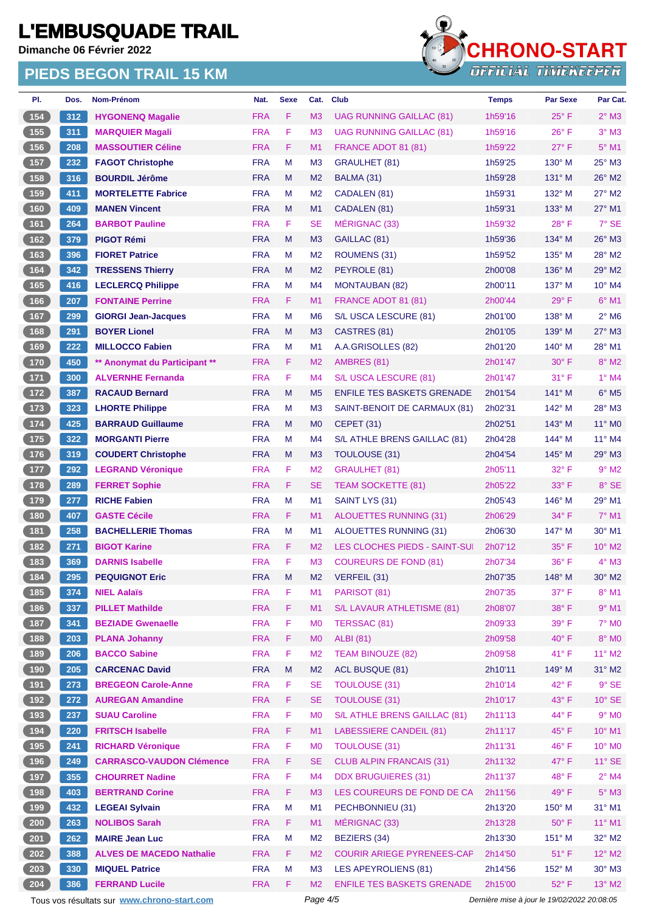# L'EMBUSQUADE TRAIL

Dimanche 06 Février 2022

## PIEDS BEGON TRAIL 15 KM

| Pl. | Dos. | Nom-Prénom | Nat. | Sexe | Cat. | Club | Temps | Par Sexe | Par Cat. |
|---|---|---|---|---|---|---|---|---|---|
| 154 | 312 | HYGONENQ Magalie | FRA | F | M3 | UAG RUNNING GAILLAC (81) | 1h59'16 | 25° F | 2° M3 |
| 155 | 311 | MARQUIER Magali | FRA | F | M3 | UAG RUNNING GAILLAC (81) | 1h59'16 | 26° F | 3° M3 |
| 156 | 208 | MASSOUTIER Céline | FRA | F | M1 | FRANCE ADOT 81 (81) | 1h59'22 | 27° F | 5° M1 |
| 157 | 232 | FAGOT Christophe | FRA | M | M3 | GRAULHET (81) | 1h59'25 | 130° M | 25° M3 |
| 158 | 316 | BOURDIL Jérôme | FRA | M | M2 | BALMA (31) | 1h59'28 | 131° M | 26° M2 |
| 159 | 411 | MORTELETTE Fabrice | FRA | M | M2 | CADALEN (81) | 1h59'31 | 132° M | 27° M2 |
| 160 | 409 | MANEN Vincent | FRA | M | M1 | CADALEN (81) | 1h59'31 | 133° M | 27° M1 |
| 161 | 264 | BARBOT Pauline | FRA | F | SE | MÉRIGNAC (33) | 1h59'32 | 28° F | 7° SE |
| 162 | 379 | PIGOT Rémi | FRA | M | M3 | GAILLAC (81) | 1h59'36 | 134° M | 26° M3 |
| 163 | 396 | FIORET Patrice | FRA | M | M2 | ROUMENS (31) | 1h59'52 | 135° M | 28° M2 |
| 164 | 342 | TRESSENS Thierry | FRA | M | M2 | PEYROLE (81) | 2h00'08 | 136° M | 29° M2 |
| 165 | 416 | LECLERCQ Philippe | FRA | M | M4 | MONTAUBAN (82) | 2h00'11 | 137° M | 10° M4 |
| 166 | 207 | FONTAINE Perrine | FRA | F | M1 | FRANCE ADOT 81 (81) | 2h00'44 | 29° F | 6° M1 |
| 167 | 299 | GIORGI Jean-Jacques | FRA | M | M6 | S/L USCA LESCURE (81) | 2h01'00 | 138° M | 2° M6 |
| 168 | 291 | BOYER Lionel | FRA | M | M3 | CASTRES (81) | 2h01'05 | 139° M | 27° M3 |
| 169 | 222 | MILLOCCO Fabien | FRA | M | M1 | A.A.GRISOLLES (82) | 2h01'20 | 140° M | 28° M1 |
| 170 | 450 | ** Anonymat du Participant ** | FRA | F | M2 | AMBRES (81) | 2h01'47 | 30° F | 8° M2 |
| 171 | 300 | ALVERNHE Fernanda | FRA | F | M4 | S/L USCA LESCURE (81) | 2h01'47 | 31° F | 1° M4 |
| 172 | 387 | RACAUD Bernard | FRA | M | M5 | ENFILE TES BASKETS GRENADE | 2h01'54 | 141° M | 6° M5 |
| 173 | 323 | LHORTE Philippe | FRA | M | M3 | SAINT-BENOIT DE CARMAUX (81) | 2h02'31 | 142° M | 28° M3 |
| 174 | 425 | BARRAUD Guillaume | FRA | M | M0 | CEPET (31) | 2h02'51 | 143° M | 11° M0 |
| 175 | 322 | MORGANTI Pierre | FRA | M | M4 | S/L ATHLE BRENS GAILLAC (81) | 2h04'28 | 144° M | 11° M4 |
| 176 | 319 | COUDERT Christophe | FRA | M | M3 | TOULOUSE (31) | 2h04'54 | 145° M | 29° M3 |
| 177 | 292 | LEGRAND Véronique | FRA | F | M2 | GRAULHET (81) | 2h05'11 | 32° F | 9° M2 |
| 178 | 289 | FERRET Sophie | FRA | F | SE | TEAM SOCKETTE (81) | 2h05'22 | 33° F | 8° SE |
| 179 | 277 | RICHE Fabien | FRA | M | M1 | SAINT LYS (31) | 2h05'43 | 146° M | 29° M1 |
| 180 | 407 | GASTE Cécile | FRA | F | M1 | ALOUETTES RUNNING (31) | 2h06'29 | 34° F | 7° M1 |
| 181 | 258 | BACHELLERIE Thomas | FRA | M | M1 | ALOUETTES RUNNING (31) | 2h06'30 | 147° M | 30° M1 |
| 182 | 271 | BIGOT Karine | FRA | F | M2 | LES CLOCHES PIEDS - SAINT-SUI | 2h07'12 | 35° F | 10° M2 |
| 183 | 369 | DARNIS Isabelle | FRA | F | M3 | COUREURS DE FOND (81) | 2h07'34 | 36° F | 4° M3 |
| 184 | 295 | PEQUIGNOT Eric | FRA | M | M2 | VERFEIL (31) | 2h07'35 | 148° M | 30° M2 |
| 185 | 374 | NIEL Aalaïs | FRA | F | M1 | PARISOT (81) | 2h07'35 | 37° F | 8° M1 |
| 186 | 337 | PILLET Mathilde | FRA | F | M1 | S/L LAVAUR ATHLETISME (81) | 2h08'07 | 38° F | 9° M1 |
| 187 | 341 | BEZIADE Gwenaelle | FRA | F | M0 | TERSSAC (81) | 2h09'33 | 39° F | 7° M0 |
| 188 | 203 | PLANA Johanny | FRA | F | M0 | ALBI (81) | 2h09'58 | 40° F | 8° M0 |
| 189 | 206 | BACCO Sabine | FRA | F | M2 | TEAM BINOUZE (82) | 2h09'58 | 41° F | 11° M2 |
| 190 | 205 | CARCENAC David | FRA | M | M2 | ACL BUSQUE (81) | 2h10'11 | 149° M | 31° M2 |
| 191 | 273 | BREGEON Carole-Anne | FRA | F | SE | TOULOUSE (31) | 2h10'14 | 42° F | 9° SE |
| 192 | 272 | AUREGAN Amandine | FRA | F | SE | TOULOUSE (31) | 2h10'17 | 43° F | 10° SE |
| 193 | 237 | SUAU Caroline | FRA | F | M0 | S/L ATHLE BRENS GAILLAC (81) | 2h11'13 | 44° F | 9° M0 |
| 194 | 220 | FRITSCH Isabelle | FRA | F | M1 | LABESSIERE CANDEIL (81) | 2h11'17 | 45° F | 10° M1 |
| 195 | 241 | RICHARD Véronique | FRA | F | M0 | TOULOUSE (31) | 2h11'31 | 46° F | 10° M0 |
| 196 | 249 | CARRASCO-VAUDON Clémence | FRA | F | SE | CLUB ALPIN FRANCAIS (31) | 2h11'32 | 47° F | 11° SE |
| 197 | 355 | CHOURRET Nadine | FRA | F | M4 | DDX BRUGUIERES (31) | 2h11'37 | 48° F | 2° M4 |
| 198 | 403 | BERTRAND Corine | FRA | F | M3 | LES COUREURS DE FOND DE CA | 2h11'56 | 49° F | 5° M3 |
| 199 | 432 | LEGEAI Sylvain | FRA | M | M1 | PECHBONNIEU (31) | 2h13'20 | 150° M | 31° M1 |
| 200 | 263 | NOLIBOS Sarah | FRA | F | M1 | MÉRIGNAC (33) | 2h13'28 | 50° F | 11° M1 |
| 201 | 262 | MAIRE Jean Luc | FRA | M | M2 | BEZIERS (34) | 2h13'30 | 151° M | 32° M2 |
| 202 | 388 | ALVES DE MACEDO Nathalie | FRA | F | M2 | COURIR ARIEGE PYRENEES-CAF | 2h14'50 | 51° F | 12° M2 |
| 203 | 330 | MIQUEL Patrice | FRA | M | M3 | LES APEYROLIENS (81) | 2h14'56 | 152° M | 30° M3 |
| 204 | 386 | FERRAND Lucile | FRA | F | M2 | ENFILE TES BASKETS GRENADE | 2h15'00 | 52° F | 13° M2 |

Tous vos résultats sur www.chrono-start.com — Dernière mise à jour le 19/02/2022 20:08:05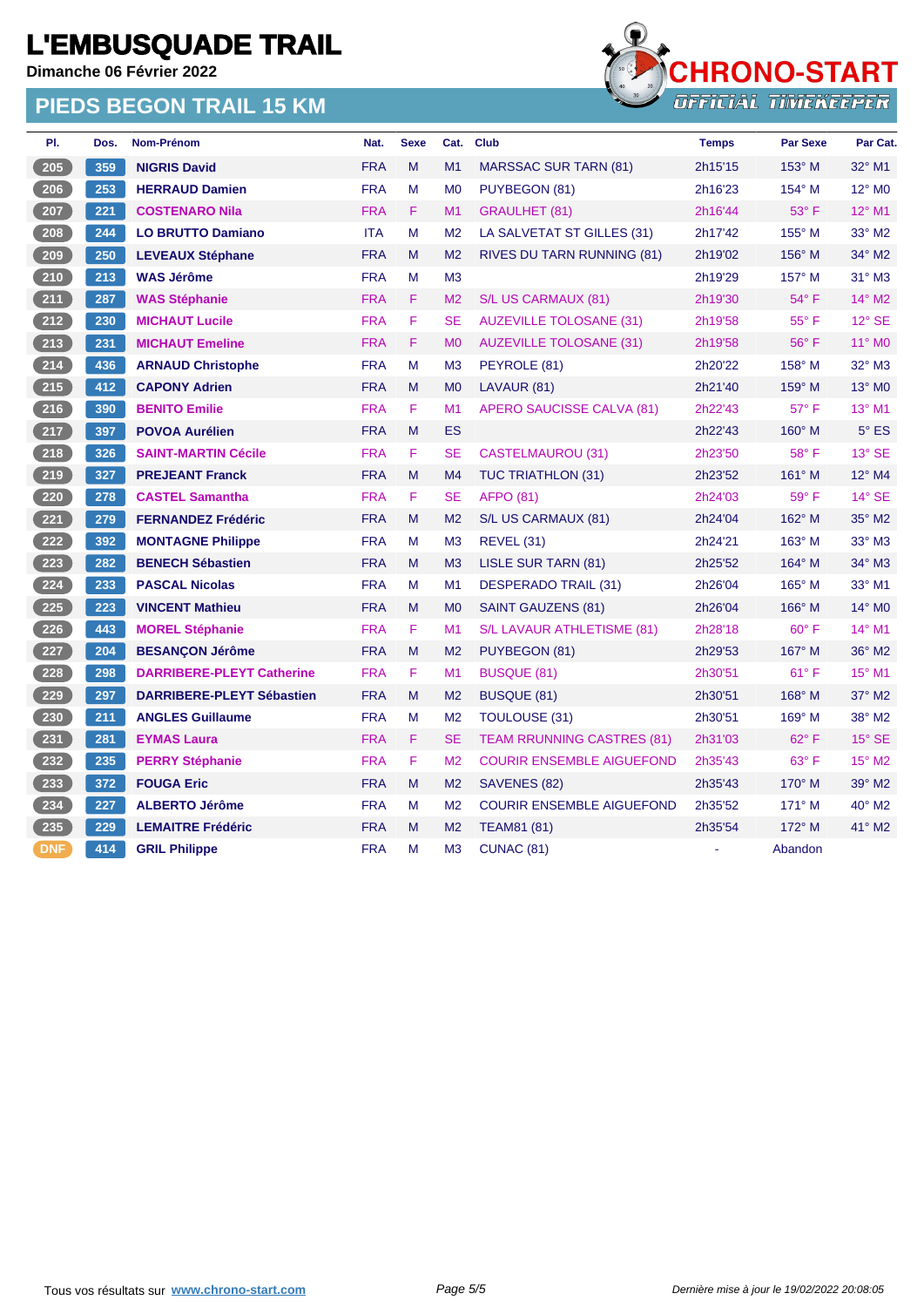# L'EMBUSQUADE TRAIL

**Dimanche 06 Février 2022**

## PIEDS BEGON TRAIL 15 KM

CHRONO-START
OFFICIAL TIMEKEEPER

| Pl. | Dos. | Nom-Prénom | Nat. | Sexe | Cat. | Club | Temps | Par Sexe | Par Cat. |
|---|---|---|---|---|---|---|---|---|---|
| 205 | 359 | **NIGRIS David** | FRA | M | M1 | MARSSAC SUR TARN (81) | 2h15'15 | 153° M | 32° M1 |
| 206 | 253 | **HERRAUD Damien** | FRA | M | M0 | PUYBEGON (81) | 2h16'23 | 154° M | 12° M0 |
| 207 | 221 | **COSTENARO Nila** | FRA | F | M1 | GRAULHET (81) | 2h16'44 | 53° F | 12° M1 |
| 208 | 244 | **LO BRUTTO Damiano** | ITA | M | M2 | LA SALVETAT ST GILLES (31) | 2h17'42 | 155° M | 33° M2 |
| 209 | 250 | **LEVEAUX Stéphane** | FRA | M | M2 | RIVES DU TARN RUNNING (81) | 2h19'02 | 156° M | 34° M2 |
| 210 | 213 | **WAS Jérôme** | FRA | M | M3 | | 2h19'29 | 157° M | 31° M3 |
| 211 | 287 | **WAS Stéphanie** | FRA | F | M2 | S/L US CARMAUX (81) | 2h19'30 | 54° F | 14° M2 |
| 212 | 230 | **MICHAUT Lucile** | FRA | F | SE | AUZEVILLE TOLOSANE (31) | 2h19'58 | 55° F | 12° SE |
| 213 | 231 | **MICHAUT Emeline** | FRA | F | M0 | AUZEVILLE TOLOSANE (31) | 2h19'58 | 56° F | 11° M0 |
| 214 | 436 | **ARNAUD Christophe** | FRA | M | M3 | PEYROLE (81) | 2h20'22 | 158° M | 32° M3 |
| 215 | 412 | **CAPONY Adrien** | FRA | M | M0 | LAVAUR (81) | 2h21'40 | 159° M | 13° M0 |
| 216 | 390 | **BENITO Emilie** | FRA | F | M1 | APERO SAUCISSE CALVA (81) | 2h22'43 | 57° F | 13° M1 |
| 217 | 397 | **POVOA Aurélien** | FRA | M | ES | | 2h22'43 | 160° M | 5° ES |
| 218 | 326 | **SAINT-MARTIN Cécile** | FRA | F | SE | CASTELMAUROU (31) | 2h23'50 | 58° F | 13° SE |
| 219 | 327 | **PREJEANT Franck** | FRA | M | M4 | TUC TRIATHLON (31) | 2h23'52 | 161° M | 12° M4 |
| 220 | 278 | **CASTEL Samantha** | FRA | F | SE | AFPO (81) | 2h24'03 | 59° F | 14° SE |
| 221 | 279 | **FERNANDEZ Frédéric** | FRA | M | M2 | S/L US CARMAUX (81) | 2h24'04 | 162° M | 35° M2 |
| 222 | 392 | **MONTAGNE Philippe** | FRA | M | M3 | REVEL (31) | 2h24'21 | 163° M | 33° M3 |
| 223 | 282 | **BENECH Sébastien** | FRA | M | M3 | LISLE SUR TARN (81) | 2h25'52 | 164° M | 34° M3 |
| 224 | 233 | **PASCAL Nicolas** | FRA | M | M1 | DESPERADO TRAIL (31) | 2h26'04 | 165° M | 33° M1 |
| 225 | 223 | **VINCENT Mathieu** | FRA | M | M0 | SAINT GAUZENS (81) | 2h26'04 | 166° M | 14° M0 |
| 226 | 443 | **MOREL Stéphanie** | FRA | F | M1 | S/L LAVAUR ATHLETISME (81) | 2h28'18 | 60° F | 14° M1 |
| 227 | 204 | **BESANÇON Jérôme** | FRA | M | M2 | PUYBEGON (81) | 2h29'53 | 167° M | 36° M2 |
| 228 | 298 | **DARRIBERE-PLEYT Catherine** | FRA | F | M1 | BUSQUE (81) | 2h30'51 | 61° F | 15° M1 |
| 229 | 297 | **DARRIBERE-PLEYT Sébastien** | FRA | M | M2 | BUSQUE (81) | 2h30'51 | 168° M | 37° M2 |
| 230 | 211 | **ANGLES Guillaume** | FRA | M | M2 | TOULOUSE (31) | 2h30'51 | 169° M | 38° M2 |
| 231 | 281 | **EYMAS Laura** | FRA | F | SE | TEAM RRUNNING CASTRES (81) | 2h31'03 | 62° F | 15° SE |
| 232 | 235 | **PERRY Stéphanie** | FRA | F | M2 | COURIR ENSEMBLE AIGUEFOND | 2h35'43 | 63° F | 15° M2 |
| 233 | 372 | **FOUGA Eric** | FRA | M | M2 | SAVENES (82) | 2h35'43 | 170° M | 39° M2 |
| 234 | 227 | **ALBERTO Jérôme** | FRA | M | M2 | COURIR ENSEMBLE AIGUEFOND | 2h35'52 | 171° M | 40° M2 |
| 235 | 229 | **LEMAITRE Frédéric** | FRA | M | M2 | TEAM81 (81) | 2h35'54 | 172° M | 41° M2 |
| DNF | 414 | **GRIL Philippe** | FRA | M | M3 | CUNAC (81) | - | Abandon | |

Tous vos résultats sur www.chrono-start.com

*Dernière mise à jour le 19/02/2022 20:08:05*